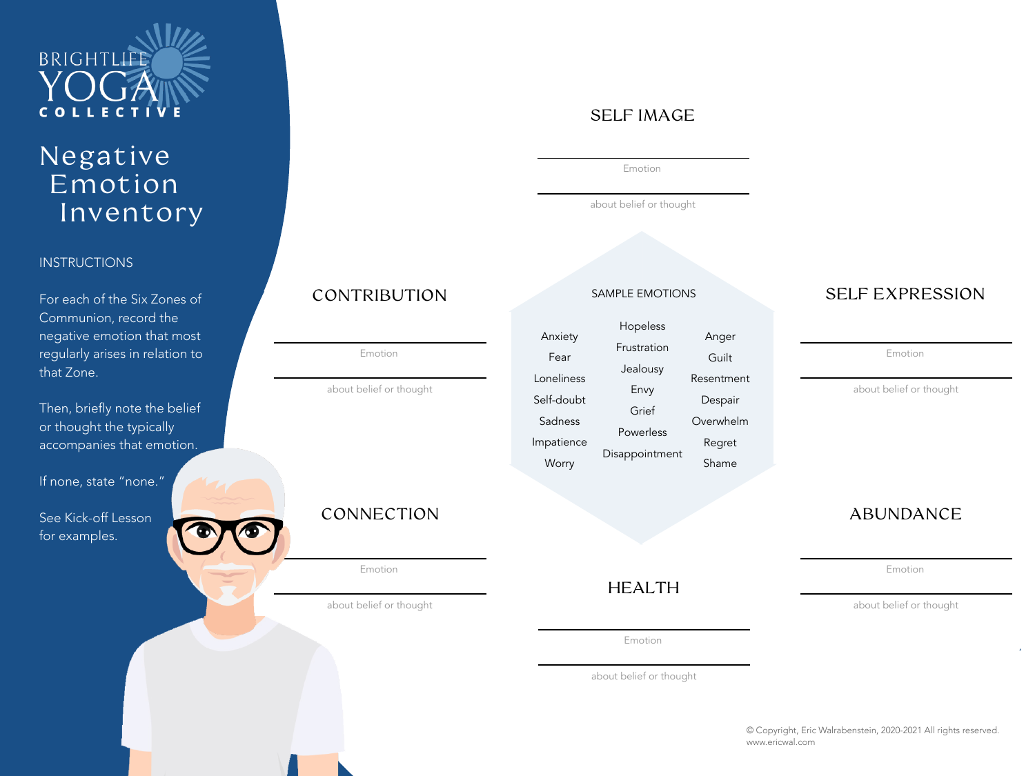BRIGHTLIFE YOGA COLLECTIVE

# Negative Emotion Inventory

## INSTRUCTIONS

For each of the Six Zones of Communion, record the negative emotion that most regularly arises in relation to that Zone.

Then, briefly note the belief or thought the typically accompanies that emotion.

If none, state "none."

See Kick-off Lesson for examples.

## SELF IMAGE

Emotion

about belief or thought

## CONTRIBUTION

Emotion

about belief or thought

## SELF EXPRESSION

Emotion

about belief or thought

### SAMPLE EMOTIONS

| | | |
|---|---|---|
| Anxiety | Hopeless | Anger |
| Fear | Frustration | Guilt |
| Loneliness | Jealousy | Resentment |
| Self-doubt | Envy | Despair |
| Sadness | Grief | Overwhelm |
| Impatience | Powerless | Regret |
| Worry | Disappointment | Shame |

## CONNECTION

Emotion

about belief or thought

## ABUNDANCE

Emotion

about belief or thought

## HEALTH

Emotion

about belief or thought

© Copyright, Eric Walrabenstein, 2020-2021 All rights reserved.
www.ericwal.com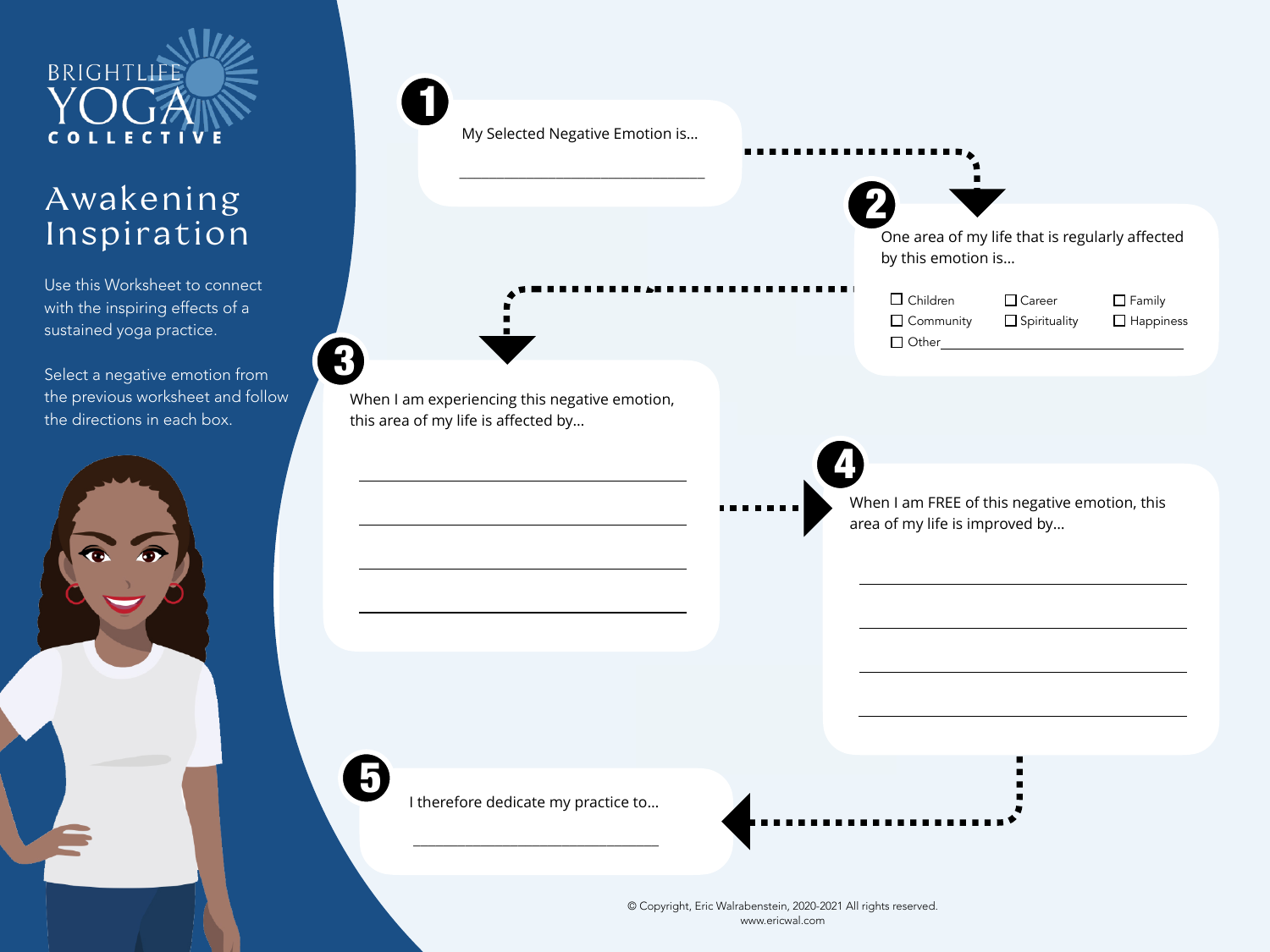BRIGHTLIFE YOGA COLLECTIVE

# Awakening Inspiration

Use this Worksheet to connect with the inspiring effects of a sustained yoga practice.

Select a negative emotion from the previous worksheet and follow the directions in each box.

**1** My Selected Negative Emotion is...

\_\_\_\_\_\_\_\_\_\_\_\_\_\_\_\_\_\_\_\_\_\_\_\_\_\_\_\_\_\_

**2** One area of my life that is regularly affected by this emotion is...

- ☐ Children
- ☐ Career
- ☐ Family
- ☐ Community
- ☐ Spirituality
- ☐ Happiness
- ☐ Other\_\_\_\_\_\_\_\_\_\_\_\_\_\_\_\_\_\_\_\_\_\_\_\_\_\_\_\_\_\_

**3** When I am experiencing this negative emotion, this area of my life is affected by...

\_\_\_\_\_\_\_\_\_\_\_\_\_\_\_\_\_\_\_\_\_\_\_\_\_\_\_\_\_\_

\_\_\_\_\_\_\_\_\_\_\_\_\_\_\_\_\_\_\_\_\_\_\_\_\_\_\_\_\_\_

\_\_\_\_\_\_\_\_\_\_\_\_\_\_\_\_\_\_\_\_\_\_\_\_\_\_\_\_\_\_

\_\_\_\_\_\_\_\_\_\_\_\_\_\_\_\_\_\_\_\_\_\_\_\_\_\_\_\_\_\_

**4** When I am FREE of this negative emotion, this area of my life is improved by...

\_\_\_\_\_\_\_\_\_\_\_\_\_\_\_\_\_\_\_\_\_\_\_\_\_\_\_\_\_\_

\_\_\_\_\_\_\_\_\_\_\_\_\_\_\_\_\_\_\_\_\_\_\_\_\_\_\_\_\_\_

\_\_\_\_\_\_\_\_\_\_\_\_\_\_\_\_\_\_\_\_\_\_\_\_\_\_\_\_\_\_

\_\_\_\_\_\_\_\_\_\_\_\_\_\_\_\_\_\_\_\_\_\_\_\_\_\_\_\_\_\_

**5** I therefore dedicate my practice to...

\_\_\_\_\_\_\_\_\_\_\_\_\_\_\_\_\_\_\_\_\_\_\_\_\_\_\_\_\_\_

© Copyright, Eric Walrabenstein, 2020-2021 All rights reserved.
www.ericwal.com